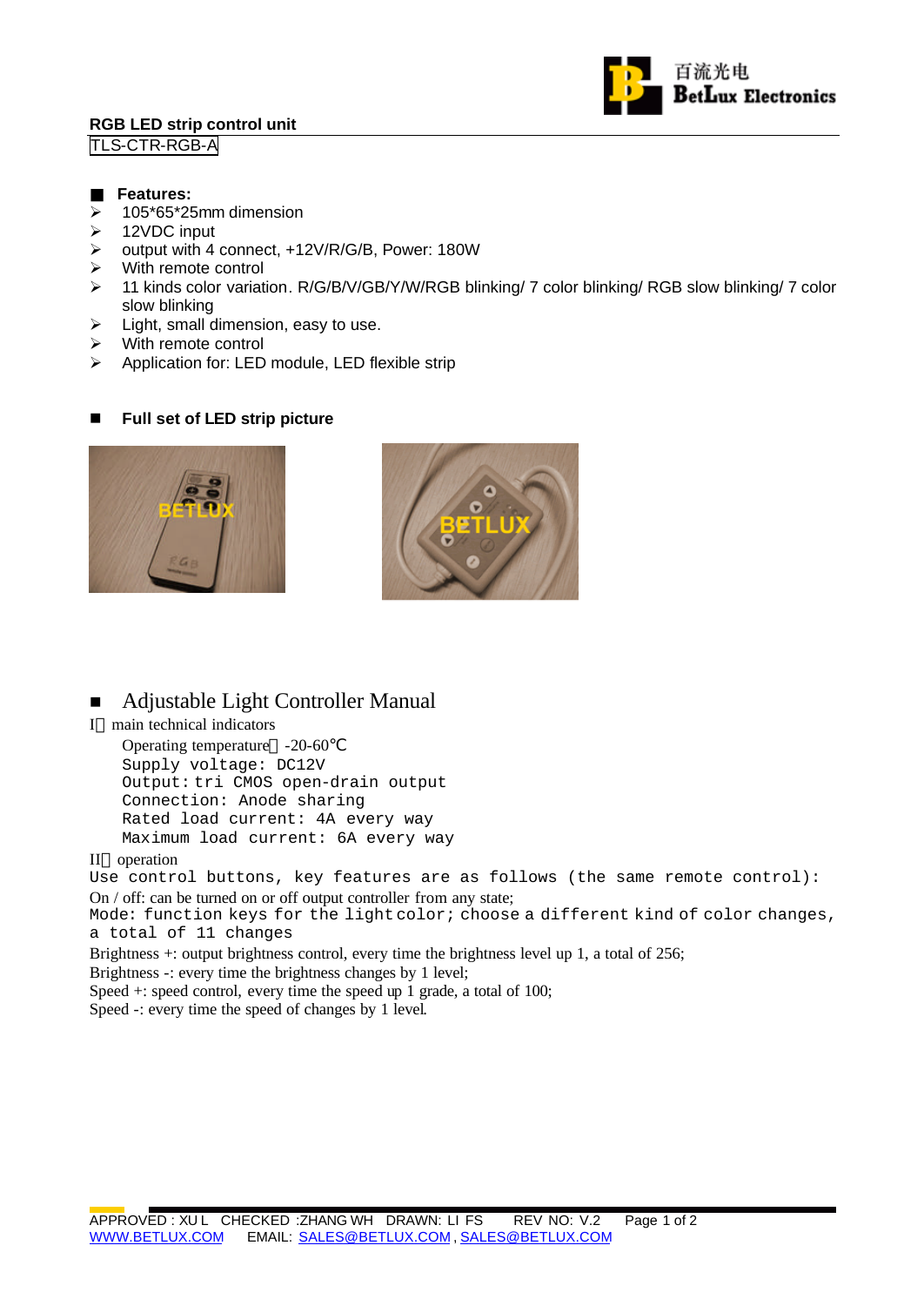# RGB LED strip control unit

TLS-CTR-RGB-A

## Features:

- 105*65*25mm dimension
- 12VDC input
- output with 4 connect, +12V/R/G/B, Power: 180W
- With remote control
- 11 kinds color variation. R/G/B/V/GB/Y/W/RGB blinking/ 7 color blinking/ RGB slow blinking/ 7 color slow blinking
- Light, small dimension, easy to use.
- With remote control
- Application for: LED module, LED flexible strip

## Full set of LED strip picture

## Adjustable Light Controller Manual

I、main technical indicators

Operating temperature：-20-60℃
Supply voltage: DC12V
Output: tri CMOS open-drain output
Connection: Anode sharing
Rated load current: 4A every way
Maximum load current: 6A every way

II、operation

Use control buttons, key features are as follows (the same remote control):

On / off: can be turned on or off output controller from any state;

Mode: function keys for the light color; choose a different kind of color changes, a total of 11 changes

Brightness +: output brightness control, every time the brightness level up 1, a total of 256;

Brightness -: every time the brightness changes by 1 level;

Speed +: speed control, every time the speed up 1 grade, a total of 100;

Speed -: every time the speed of changes by 1 level.

APPROVED : XU L CHECKED :ZHANG WH DRAWN: LI FS REV NO: V.2

WWW.BETLUX.COM EMAIL: SALES@BETLUX.COM , SALES@BETLUX.COM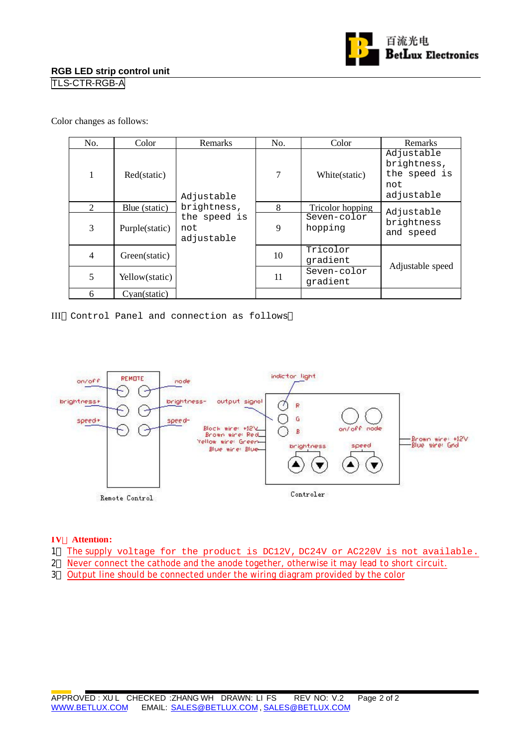**RGB LED strip control unit**

TLS-CTR-RGB-A

Color changes as follows:

| No. | Color | Remarks | No. | Color | Remarks |
|---|---|---|---|---|---|
| 1 | Red(static) | Adjustable brightness, the speed is not adjustable | 7 | White(static) | Adjustable brightness, the speed is not adjustable |
| 2 | Blue (static) | | 8 | Tricolor hopping | Adjustable brightness and speed |
| 3 | Purple(static) | | 9 | Seven-color hopping | |
| 4 | Green(static) | | 10 | Tricolor gradient | Adjustable speed |
| 5 | Yellow(static) | | 11 | Seven-color gradient | |
| 6 | Cyan(static) | | | | |

III、Control Panel and connection as follows：

REMOTE
on/off
mode
brightness+
brightness-
speed+
speed-
Remote Control

indictor light
output signal
R
G
B
Black wire: +12V
Brown wire: Red
Yellow wire: Green
Blue wire: Blue
on/off
mode
brightness
speed
Brown wire: +12V
Blue wire: Gnd
Controler

**IV、Attention:**

1、The supply voltage for the product is DC12V, DC24V or AC220V is not available.

2、Never connect the cathode and the anode together, otherwise it may lead to short circuit.

3、Output line should be connected under the wiring diagram provided by the color

APPROVED : XU L CHECKED :ZHANG WH DRAWN: LI FS REV NO: V.2

WWW.BETLUX.COM EMAIL: SALES@BETLUX.COM , SALES@BETLUX.COM